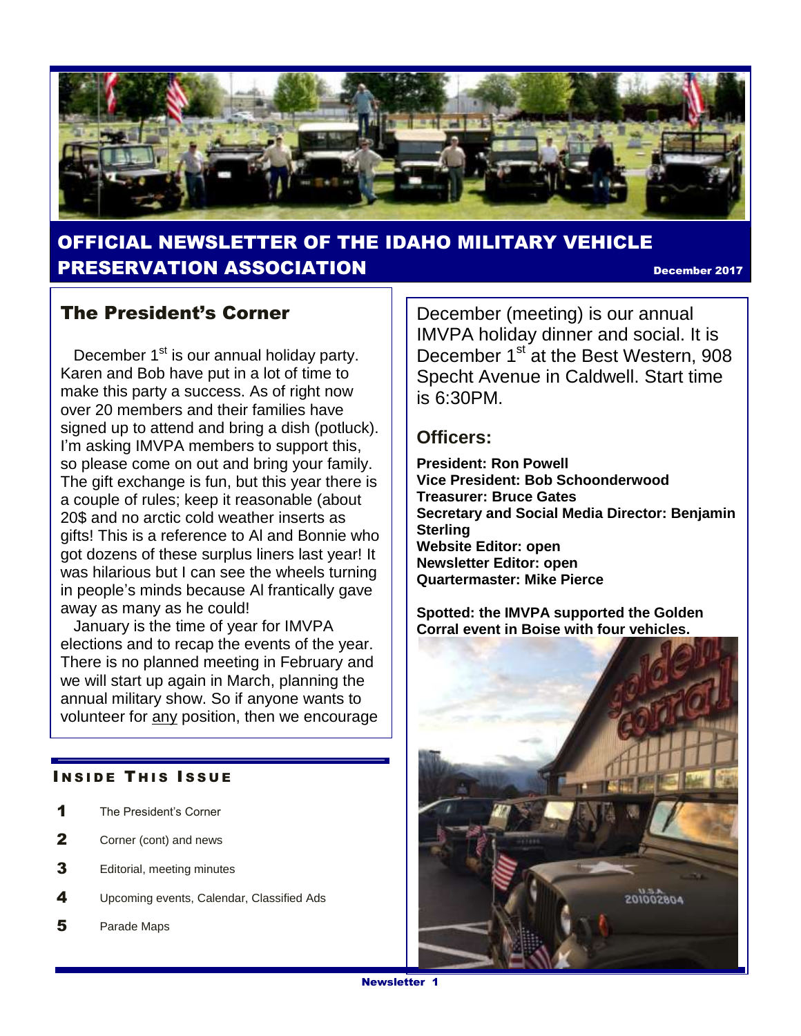# OFFICIAL NEWSLETTER OF THE IDAHO MILITARY VEHICLE PRESERVATION ASSOCIATION

December 2017

## The President's Corner

December 1st is our annual holiday party. Karen and Bob have put in a lot of time to make this party a success. As of right now over 20 members and their families have signed up to attend and bring a dish (potluck). I'm asking IMVPA members to support this, so please come on out and bring your family. The gift exchange is fun, but this year there is a couple of rules; keep it reasonable (about 20$ and no arctic cold weather inserts as gifts! This is a reference to Al and Bonnie who got dozens of these surplus liners last year! It was hilarious but I can see the wheels turning in people's minds because Al frantically gave away as many as he could!

January is the time of year for IMVPA elections and to recap the events of the year. There is no planned meeting in February and we will start up again in March, planning the annual military show. So if anyone wants to volunteer for any position, then we encourage

### Inside This Issue

1. The President's Corner
2. Corner (cont) and news
3. Editorial, meeting minutes
4. Upcoming events, Calendar, Classified Ads
5. Parade Maps

December (meeting) is our annual IMVPA holiday dinner and social. It is December 1st at the Best Western, 908 Specht Avenue in Caldwell. Start time is 6:30PM.

## Officers:

**President: Ron Powell**
**Vice President: Bob Schoonderwood**
**Treasurer: Bruce Gates**
**Secretary and Social Media Director: Benjamin Sterling**
**Website Editor: open**
**Newsletter Editor: open**
**Quartermaster: Mike Pierce**

**Spotted: the IMVPA supported the Golden Corral event in Boise with four vehicles.**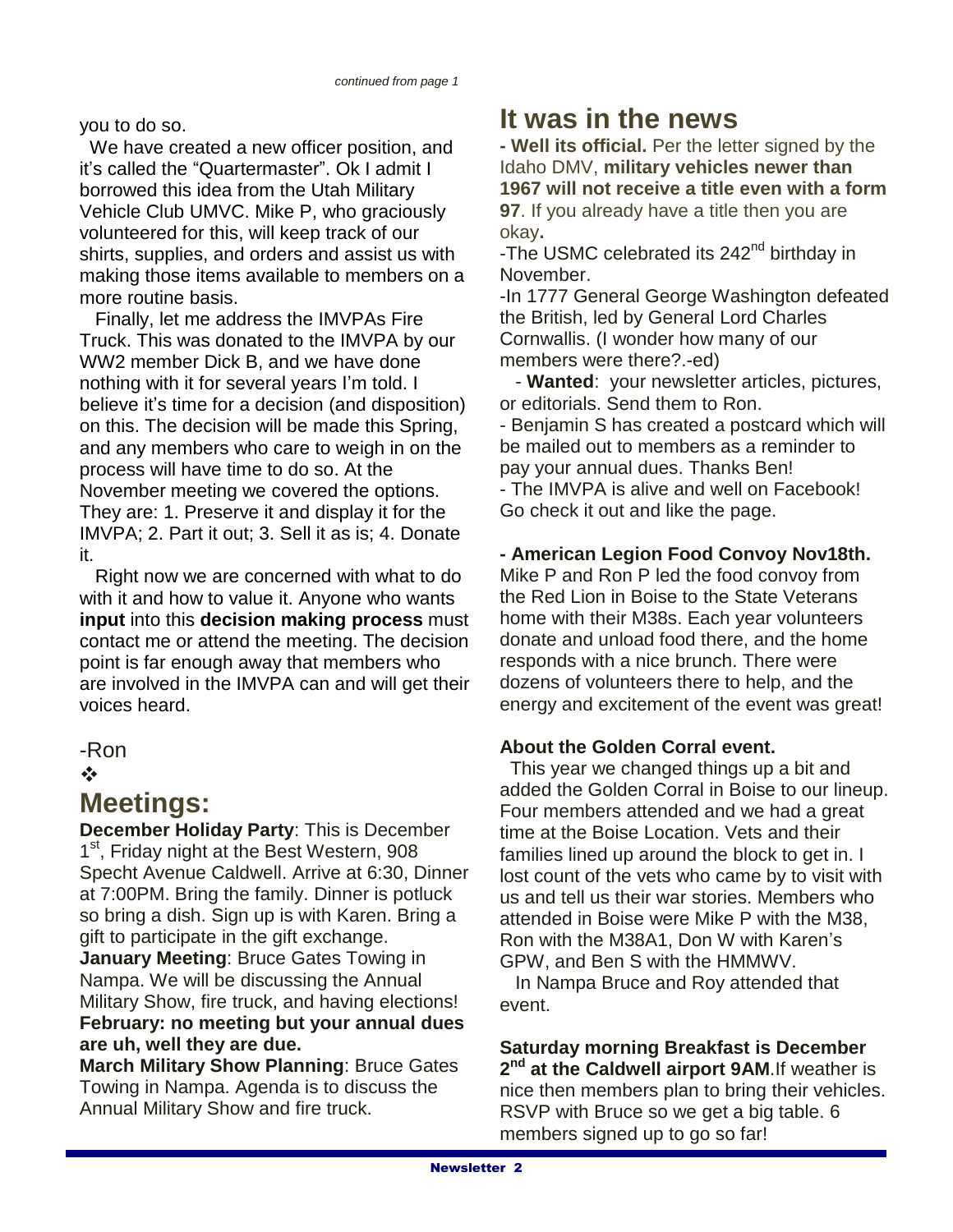*continued from page 1*

you to do so.

We have created a new officer position, and it's called the "Quartermaster". Ok I admit I borrowed this idea from the Utah Military Vehicle Club UMVC. Mike P, who graciously volunteered for this, will keep track of our shirts, supplies, and orders and assist us with making those items available to members on a more routine basis.

Finally, let me address the IMVPAs Fire Truck. This was donated to the IMVPA by our WW2 member Dick B, and we have done nothing with it for several years I'm told. I believe it's time for a decision (and disposition) on this. The decision will be made this Spring, and any members who care to weigh in on the process will have time to do so. At the November meeting we covered the options. They are: 1. Preserve it and display it for the IMVPA; 2. Part it out; 3. Sell it as is; 4. Donate it.

Right now we are concerned with what to do with it and how to value it. Anyone who wants **input** into this **decision making process** must contact me or attend the meeting. The decision point is far enough away that members who are involved in the IMVPA can and will get their voices heard.

-Ron

❖

# Meetings:

**December Holiday Party**: This is December 1st, Friday night at the Best Western, 908 Specht Avenue Caldwell. Arrive at 6:30, Dinner at 7:00PM. Bring the family. Dinner is potluck so bring a dish. Sign up is with Karen. Bring a gift to participate in the gift exchange.

**January Meeting**: Bruce Gates Towing in Nampa. We will be discussing the Annual Military Show, fire truck, and having elections!

**February: no meeting but your annual dues are uh, well they are due.**

**March Military Show Planning**: Bruce Gates Towing in Nampa. Agenda is to discuss the Annual Military Show and fire truck.

# It was in the news

**- Well its official.** Per the letter signed by the Idaho DMV, **military vehicles newer than 1967 will not receive a title even with a form 97**. If you already have a title then you are okay**.**

-The USMC celebrated its 242nd birthday in November.

-In 1777 General George Washington defeated the British, led by General Lord Charles Cornwallis. (I wonder how many of our members were there?.-ed)

- **Wanted**: your newsletter articles, pictures, or editorials. Send them to Ron.

- Benjamin S has created a postcard which will be mailed out to members as a reminder to pay your annual dues. Thanks Ben!

- The IMVPA is alive and well on Facebook! Go check it out and like the page.

**- American Legion Food Convoy Nov18th.**

Mike P and Ron P led the food convoy from the Red Lion in Boise to the State Veterans home with their M38s. Each year volunteers donate and unload food there, and the home responds with a nice brunch. There were dozens of volunteers there to help, and the energy and excitement of the event was great!

**About the Golden Corral event.**

This year we changed things up a bit and added the Golden Corral in Boise to our lineup. Four members attended and we had a great time at the Boise Location. Vets and their families lined up around the block to get in. I lost count of the vets who came by to visit with us and tell us their war stories. Members who attended in Boise were Mike P with the M38, Ron with the M38A1, Don W with Karen's GPW, and Ben S with the HMMWV.

In Nampa Bruce and Roy attended that event.

**Saturday morning Breakfast is December 2nd at the Caldwell airport 9AM**.If weather is nice then members plan to bring their vehicles. RSVP with Bruce so we get a big table. 6 members signed up to go so far!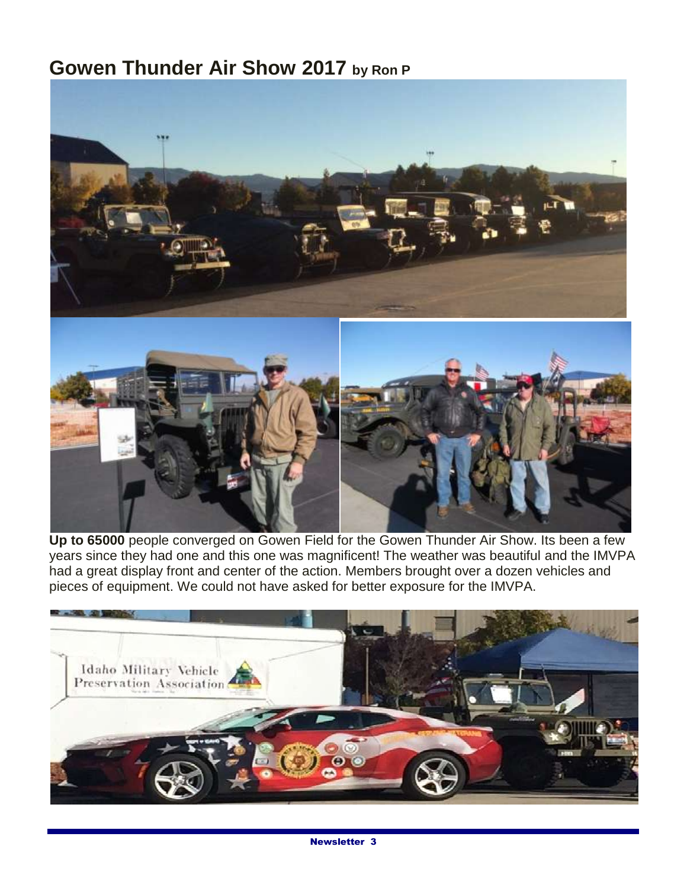## Gowen Thunder Air Show 2017 by Ron P

**Up to 65000** people converged on Gowen Field for the Gowen Thunder Air Show. Its been a few years since they had one and this one was magnificent! The weather was beautiful and the IMVPA had a great display front and center of the action. Members brought over a dozen vehicles and pieces of equipment. We could not have asked for better exposure for the IMVPA.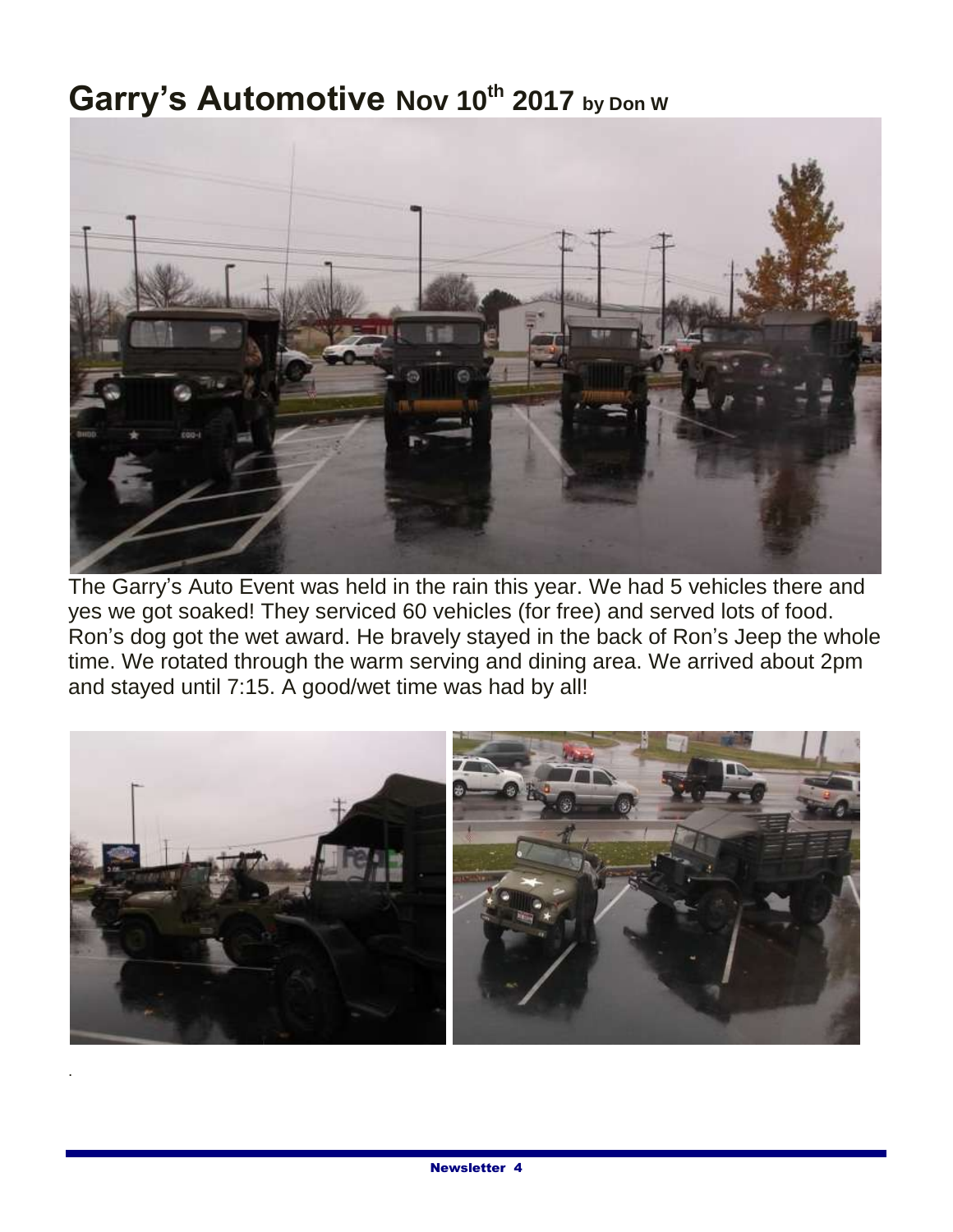# Garry's Automotive Nov 10th 2017 by Don W

The Garry's Auto Event was held in the rain this year. We had 5 vehicles there and yes we got soaked! They serviced 60 vehicles (for free) and served lots of food. Ron's dog got the wet award. He bravely stayed in the back of Ron's Jeep the whole time. We rotated through the warm serving and dining area. We arrived about 2pm and stayed until 7:15. A good/wet time was had by all!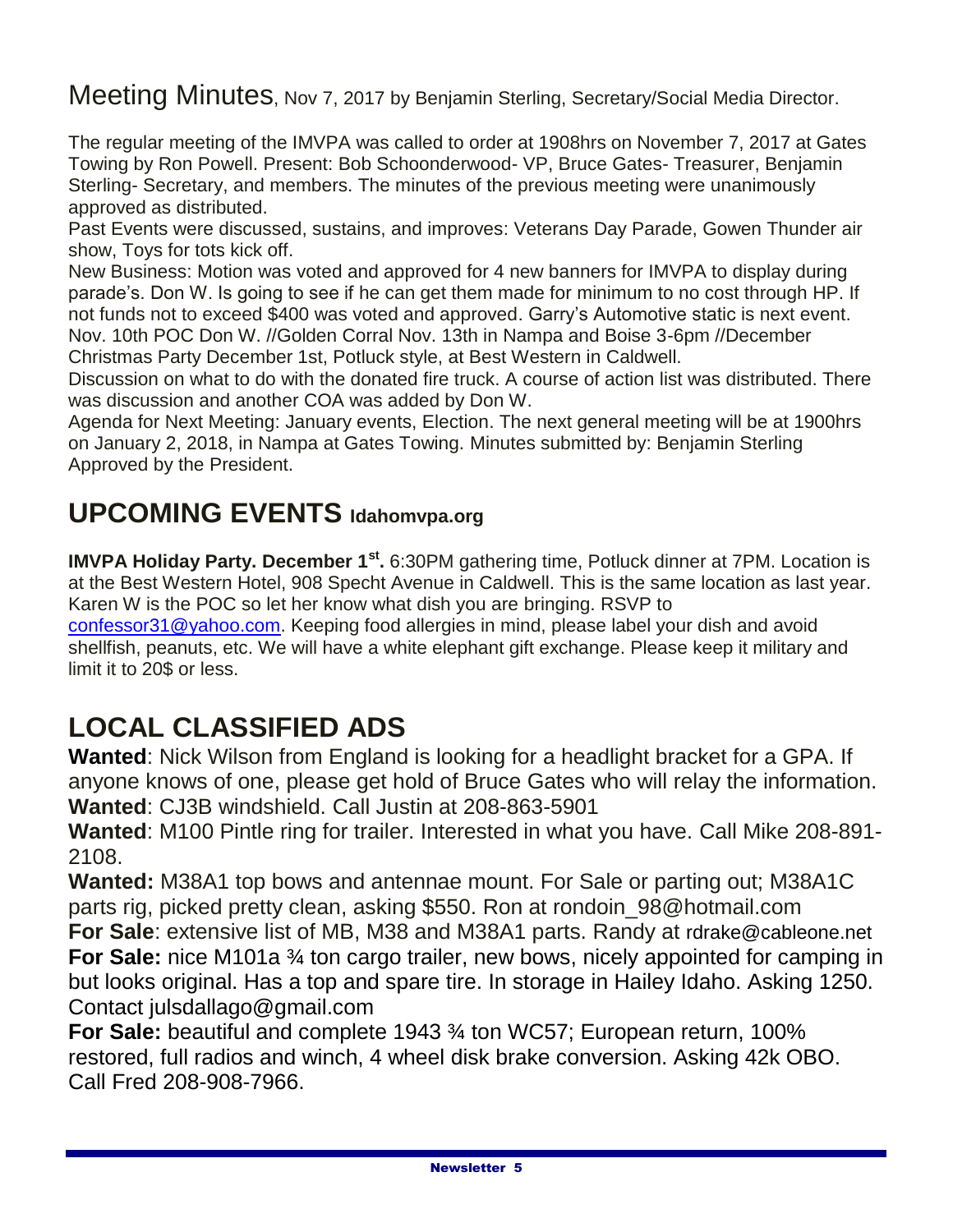## Meeting Minutes, Nov 7, 2017 by Benjamin Sterling, Secretary/Social Media Director.

The regular meeting of the IMVPA was called to order at 1908hrs on November 7, 2017 at Gates Towing by Ron Powell. Present: Bob Schoonderwood- VP, Bruce Gates- Treasurer, Benjamin Sterling- Secretary, and members. The minutes of the previous meeting were unanimously approved as distributed.

Past Events were discussed, sustains, and improves: Veterans Day Parade, Gowen Thunder air show, Toys for tots kick off.

New Business: Motion was voted and approved for 4 new banners for IMVPA to display during parade's. Don W. Is going to see if he can get them made for minimum to no cost through HP. If not funds not to exceed $400 was voted and approved. Garry's Automotive static is next event. Nov. 10th POC Don W. //Golden Corral Nov. 13th in Nampa and Boise 3-6pm //December Christmas Party December 1st, Potluck style, at Best Western in Caldwell.

Discussion on what to do with the donated fire truck. A course of action list was distributed. There was discussion and another COA was added by Don W.

Agenda for Next Meeting: January events, Election. The next general meeting will be at 1900hrs on January 2, 2018, in Nampa at Gates Towing. Minutes submitted by: Benjamin Sterling Approved by the President.

# UPCOMING EVENTS Idahomvpa.org

**IMVPA Holiday Party. December 1st.** 6:30PM gathering time, Potluck dinner at 7PM. Location is at the Best Western Hotel, 908 Specht Avenue in Caldwell. This is the same location as last year. Karen W is the POC so let her know what dish you are bringing. RSVP to confessor31@yahoo.com. Keeping food allergies in mind, please label your dish and avoid shellfish, peanuts, etc. We will have a white elephant gift exchange. Please keep it military and limit it to 20$ or less.

# LOCAL CLASSIFIED ADS

**Wanted**: Nick Wilson from England is looking for a headlight bracket for a GPA. If anyone knows of one, please get hold of Bruce Gates who will relay the information.

**Wanted**: CJ3B windshield. Call Justin at 208-863-5901

**Wanted**: M100 Pintle ring for trailer. Interested in what you have. Call Mike 208-891-2108.

**Wanted:** M38A1 top bows and antennae mount. For Sale or parting out; M38A1C parts rig, picked pretty clean, asking $550. Ron at rondoin_98@hotmail.com

**For Sale**: extensive list of MB, M38 and M38A1 parts. Randy at rdrake@cableone.net

**For Sale:** nice M101a ¾ ton cargo trailer, new bows, nicely appointed for camping in but looks original. Has a top and spare tire. In storage in Hailey Idaho. Asking 1250. Contact julsdallago@gmail.com

**For Sale:** beautiful and complete 1943 ¾ ton WC57; European return, 100% restored, full radios and winch, 4 wheel disk brake conversion. Asking 42k OBO. Call Fred 208-908-7966.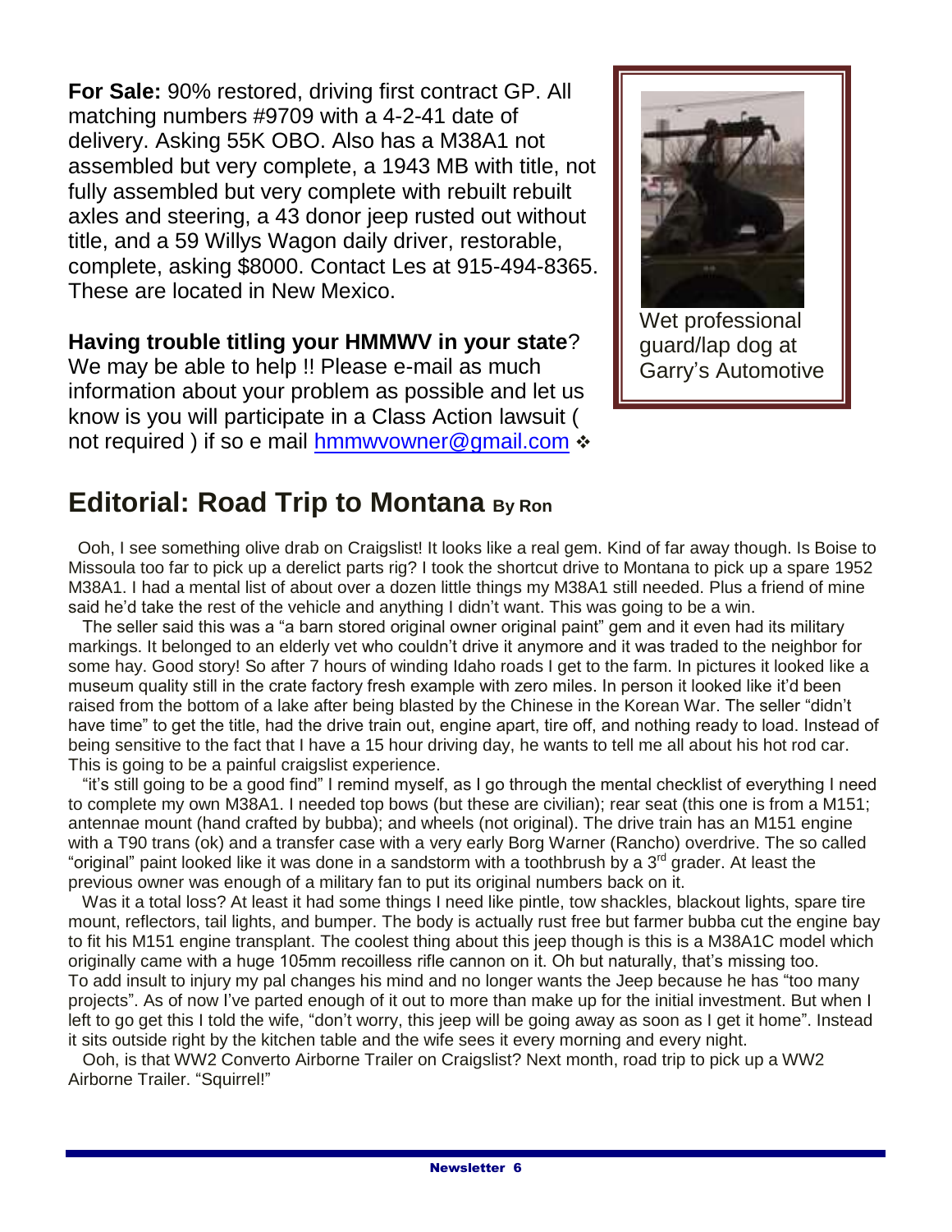**For Sale:** 90% restored, driving first contract GP. All matching numbers #9709 with a 4-2-41 date of delivery. Asking 55K OBO. Also has a M38A1 not assembled but very complete, a 1943 MB with title, not fully assembled but very complete with rebuilt rebuilt axles and steering, a 43 donor jeep rusted out without title, and a 59 Willys Wagon daily driver, restorable, complete, asking $8000. Contact Les at 915-494-8365. These are located in New Mexico.

**Having trouble titling your HMMWV in your state**? We may be able to help !! Please e-mail as much information about your problem as possible and let us know is you will participate in a Class Action lawsuit ( not required ) if so e mail hmmwvowner@gmail.com ❖

Wet professional guard/lap dog at Garry's Automotive

## Editorial: Road Trip to Montana By Ron

Ooh, I see something olive drab on Craigslist! It looks like a real gem. Kind of far away though. Is Boise to Missoula too far to pick up a derelict parts rig? I took the shortcut drive to Montana to pick up a spare 1952 M38A1. I had a mental list of about over a dozen little things my M38A1 still needed. Plus a friend of mine said he'd take the rest of the vehicle and anything I didn't want. This was going to be a win.

The seller said this was a "a barn stored original owner original paint" gem and it even had its military markings. It belonged to an elderly vet who couldn't drive it anymore and it was traded to the neighbor for some hay. Good story! So after 7 hours of winding Idaho roads I get to the farm. In pictures it looked like a museum quality still in the crate factory fresh example with zero miles. In person it looked like it'd been raised from the bottom of a lake after being blasted by the Chinese in the Korean War. The seller "didn't have time" to get the title, had the drive train out, engine apart, tire off, and nothing ready to load. Instead of being sensitive to the fact that I have a 15 hour driving day, he wants to tell me all about his hot rod car. This is going to be a painful craigslist experience.

"it's still going to be a good find" I remind myself, as I go through the mental checklist of everything I need to complete my own M38A1. I needed top bows (but these are civilian); rear seat (this one is from a M151; antennae mount (hand crafted by bubba); and wheels (not original). The drive train has an M151 engine with a T90 trans (ok) and a transfer case with a very early Borg Warner (Rancho) overdrive. The so called "original" paint looked like it was done in a sandstorm with a toothbrush by a 3rd grader. At least the previous owner was enough of a military fan to put its original numbers back on it.

Was it a total loss? At least it had some things I need like pintle, tow shackles, blackout lights, spare tire mount, reflectors, tail lights, and bumper. The body is actually rust free but farmer bubba cut the engine bay to fit his M151 engine transplant. The coolest thing about this jeep though is this is a M38A1C model which originally came with a huge 105mm recoilless rifle cannon on it. Oh but naturally, that's missing too.
To add insult to injury my pal changes his mind and no longer wants the Jeep because he has "too many projects". As of now I've parted enough of it out to more than make up for the initial investment. But when I left to go get this I told the wife, "don't worry, this jeep will be going away as soon as I get it home". Instead it sits outside right by the kitchen table and the wife sees it every morning and every night.

Ooh, is that WW2 Converto Airborne Trailer on Craigslist? Next month, road trip to pick up a WW2 Airborne Trailer. "Squirrel!"